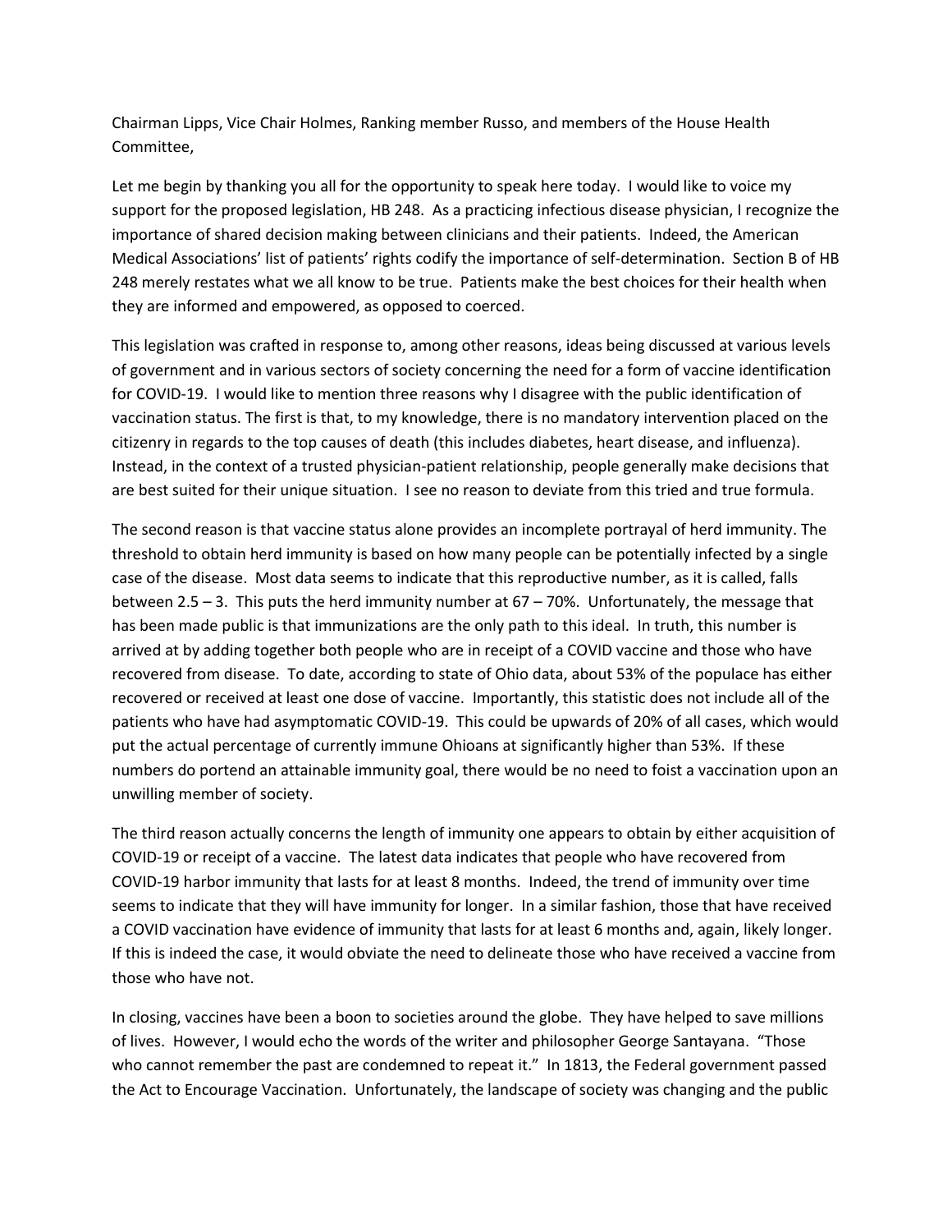Chairman Lipps, Vice Chair Holmes, Ranking member Russo, and members of the House Health Committee,

Let me begin by thanking you all for the opportunity to speak here today. I would like to voice my support for the proposed legislation, HB 248. As a practicing infectious disease physician, I recognize the importance of shared decision making between clinicians and their patients. Indeed, the American Medical Associations' list of patients' rights codify the importance of self-determination. Section B of HB 248 merely restates what we all know to be true. Patients make the best choices for their health when they are informed and empowered, as opposed to coerced.

This legislation was crafted in response to, among other reasons, ideas being discussed at various levels of government and in various sectors of society concerning the need for a form of vaccine identification for COVID-19. I would like to mention three reasons why I disagree with the public identification of vaccination status. The first is that, to my knowledge, there is no mandatory intervention placed on the citizenry in regards to the top causes of death (this includes diabetes, heart disease, and influenza). Instead, in the context of a trusted physician-patient relationship, people generally make decisions that are best suited for their unique situation. I see no reason to deviate from this tried and true formula.

The second reason is that vaccine status alone provides an incomplete portrayal of herd immunity. The threshold to obtain herd immunity is based on how many people can be potentially infected by a single case of the disease. Most data seems to indicate that this reproductive number, as it is called, falls between 2.5 – 3. This puts the herd immunity number at 67 – 70%. Unfortunately, the message that has been made public is that immunizations are the only path to this ideal. In truth, this number is arrived at by adding together both people who are in receipt of a COVID vaccine and those who have recovered from disease. To date, according to state of Ohio data, about 53% of the populace has either recovered or received at least one dose of vaccine. Importantly, this statistic does not include all of the patients who have had asymptomatic COVID-19. This could be upwards of 20% of all cases, which would put the actual percentage of currently immune Ohioans at significantly higher than 53%. If these numbers do portend an attainable immunity goal, there would be no need to foist a vaccination upon an unwilling member of society.

The third reason actually concerns the length of immunity one appears to obtain by either acquisition of COVID-19 or receipt of a vaccine. The latest data indicates that people who have recovered from COVID-19 harbor immunity that lasts for at least 8 months. Indeed, the trend of immunity over time seems to indicate that they will have immunity for longer. In a similar fashion, those that have received a COVID vaccination have evidence of immunity that lasts for at least 6 months and, again, likely longer. If this is indeed the case, it would obviate the need to delineate those who have received a vaccine from those who have not.

In closing, vaccines have been a boon to societies around the globe. They have helped to save millions of lives. However, I would echo the words of the writer and philosopher George Santayana. "Those who cannot remember the past are condemned to repeat it." In 1813, the Federal government passed the Act to Encourage Vaccination. Unfortunately, the landscape of society was changing and the public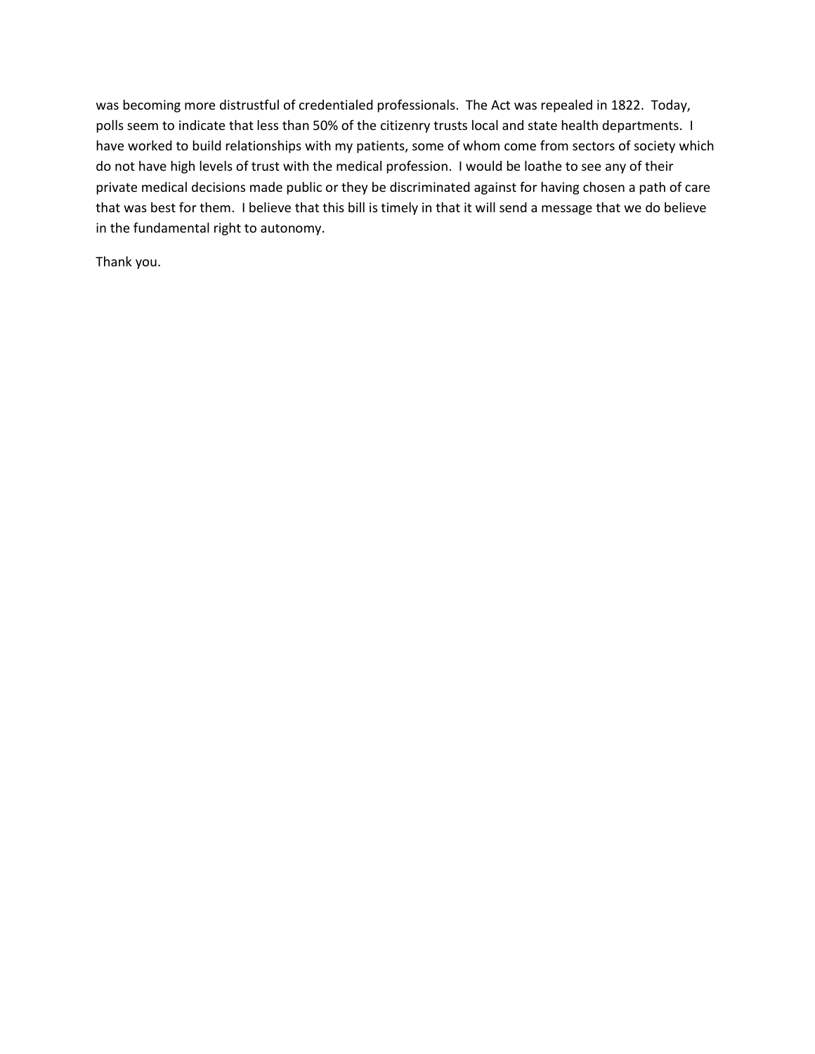was becoming more distrustful of credentialed professionals. The Act was repealed in 1822. Today, polls seem to indicate that less than 50% of the citizenry trusts local and state health departments. I have worked to build relationships with my patients, some of whom come from sectors of society which do not have high levels of trust with the medical profession. I would be loathe to see any of their private medical decisions made public or they be discriminated against for having chosen a path of care that was best for them. I believe that this bill is timely in that it will send a message that we do believe in the fundamental right to autonomy.

Thank you.